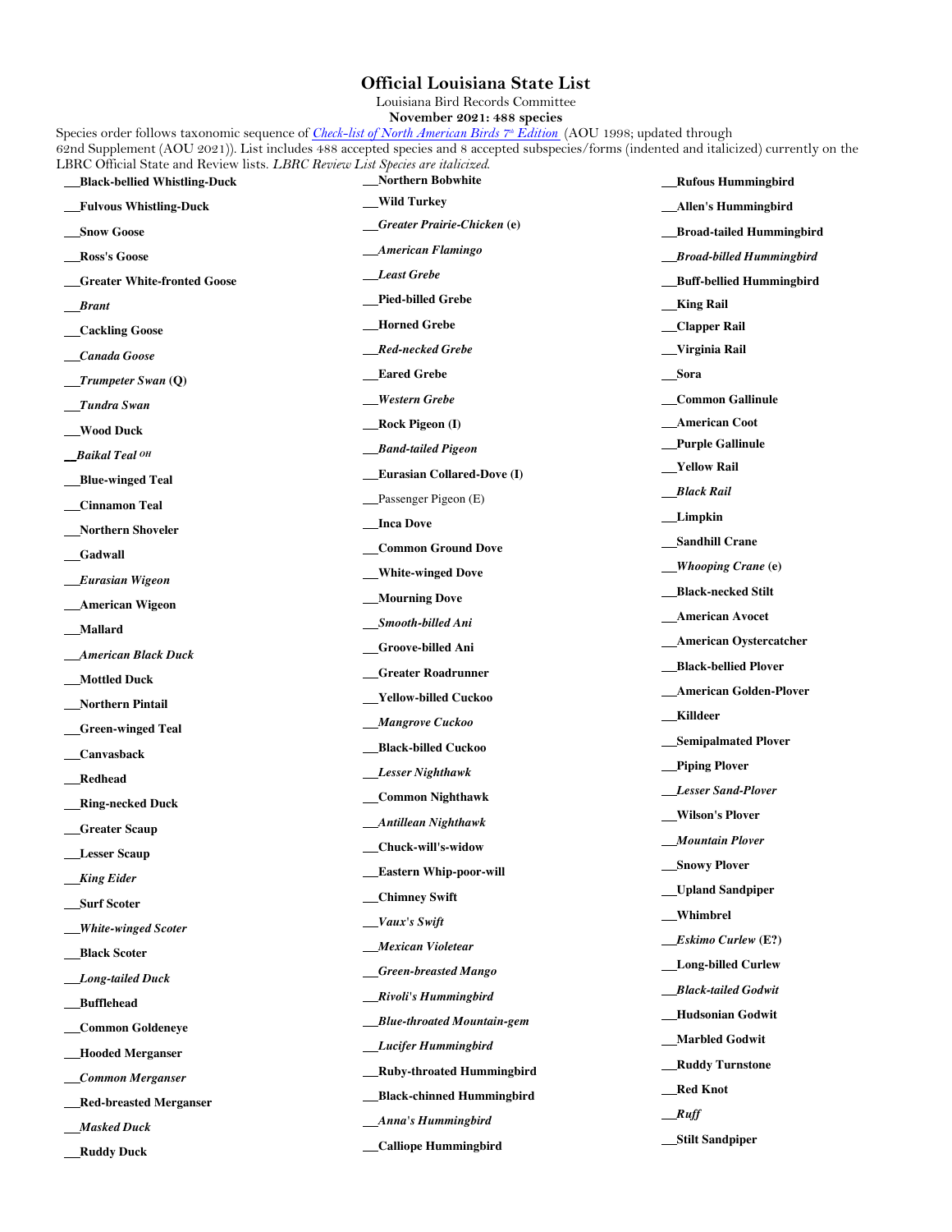# Official Louisiana State List

Louisiana Bird Records Committee

**November 2021: 488 species**

Species order follows taxonomic sequence of *Check-list of North American Birds 7th Edition* (AOU 1998; updated through 62nd Supplement (AOU 2021)). List includes 488 accepted species and 8 accepted subspecies/forms (indented and italicized) currently on the LBRC Official State and Review lists. *LBRC Review List Species are italicized.*

- ___**Black-bellied Whistling-Duck**
- ___**Fulvous Whistling-Duck**
- ___**Snow Goose**
- ___**Ross's Goose**
- ___**Greater White-fronted Goose**
- ___***Brant***
- ___**Cackling Goose**
- ___***Canada Goose***
- ___***Trumpeter Swan* (Q)**
- ___***Tundra Swan***
- ___**Wood Duck**
- ___***Baikal Teal*** OH
- ___**Blue-winged Teal**
- ___**Cinnamon Teal**
- ___**Northern Shoveler**
- ___**Gadwall**
- ___***Eurasian Wigeon***
- ___**American Wigeon**
- ___**Mallard**
- ___***American Black Duck***
- ___**Mottled Duck**
- ___**Northern Pintail**
- ___**Green-winged Teal**
- ___**Canvasback**
- ___**Redhead**
- ___**Ring-necked Duck**
- ___**Greater Scaup**
- ___**Lesser Scaup**
- ___***King Eider***
- ___**Surf Scoter**
- ___***White-winged Scoter***
- ___**Black Scoter**
- ___***Long-tailed Duck***
- ___**Bufflehead**
- ___**Common Goldeneye**
- ___**Hooded Merganser**
- ___***Common Merganser***
- ___**Red-breasted Merganser**
- ___***Masked Duck***
- ___**Ruddy Duck**
- ___**Northern Bobwhite**
- ___**Wild Turkey**
- ___***Greater Prairie-Chicken* (e)**
- ___***American Flamingo***
- ___***Least Grebe***
- ___**Pied-billed Grebe**
- ___**Horned Grebe**
- ___***Red-necked Grebe***
- ___**Eared Grebe**
- ___***Western Grebe***
- ___**Rock Pigeon (I)**
- ___***Band-tailed Pigeon***
- ___**Eurasian Collared-Dove (I)**
- ___Passenger Pigeon (E)
- ___**Inca Dove**
- ___**Common Ground Dove**
- ___**White-winged Dove**
- ___**Mourning Dove**
- ___***Smooth-billed Ani***
- ___**Groove-billed Ani**
- ___**Greater Roadrunner**
- ___**Yellow-billed Cuckoo**
- ___***Mangrove Cuckoo***
- ___**Black-billed Cuckoo**
- ___***Lesser Nighthawk***
- ___**Common Nighthawk**
- ___***Antillean Nighthawk***
- ___**Chuck-will's-widow**
- ___**Eastern Whip-poor-will**
- ___**Chimney Swift**
- ___***Vaux's Swift***
- ___***Mexican Violetear***
- ___***Green-breasted Mango***
- ___***Rivoli's Hummingbird***
- ___***Blue-throated Mountain-gem***
- ___***Lucifer Hummingbird***
- ___**Ruby-throated Hummingbird**
- ___**Black-chinned Hummingbird**
- ___***Anna's Hummingbird***
- ___**Calliope Hummingbird**
- ___**Rufous Hummingbird**
- ___**Allen's Hummingbird**
- ___**Broad-tailed Hummingbird**
- ___***Broad-billed Hummingbird***
- ___**Buff-bellied Hummingbird**
- ___**King Rail**
- ___**Clapper Rail**
- ___**Virginia Rail**
- ___**Sora**
- ___**Common Gallinule**
- ___**American Coot**
- ___**Purple Gallinule**
- ___**Yellow Rail**
- ___***Black Rail***
- ___**Limpkin**
- ___**Sandhill Crane**
- ___***Whooping Crane* (e)**
- ___**Black-necked Stilt**
- ___**American Avocet**
- ___**American Oystercatcher**
- ___**Black-bellied Plover**
- ___**American Golden-Plover**
- ___**Killdeer**
- ___**Semipalmated Plover**
- ___**Piping Plover**
- ___***Lesser Sand-Plover***
- ___**Wilson's Plover**
- ___***Mountain Plover***
- ___**Snowy Plover**
- ___**Upland Sandpiper**
- ___**Whimbrel**
- ___***Eskimo Curlew* (E?)**
- ___**Long-billed Curlew**
- ___***Black-tailed Godwit***
- ___**Hudsonian Godwit**
- ___**Marbled Godwit**
- ___**Ruddy Turnstone**
- ___**Red Knot**
- ___***Ruff***
- ___**Stilt Sandpiper**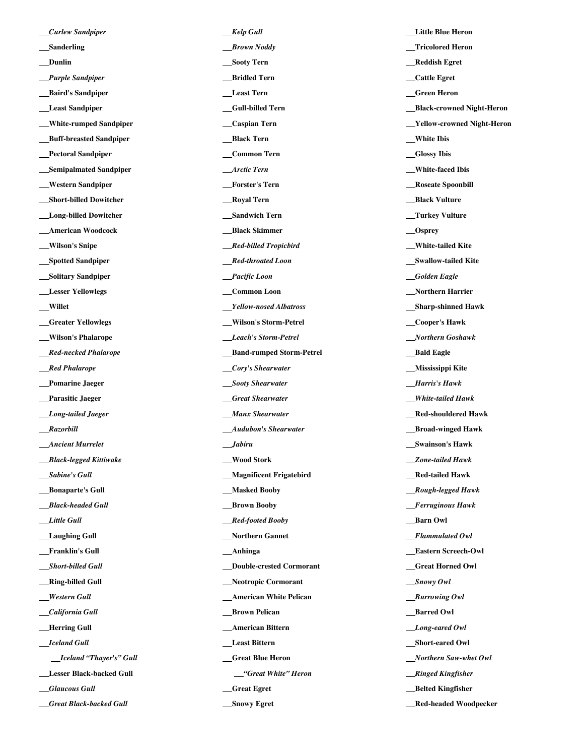___***Curlew Sandpiper***

___**Sanderling**

___**Dunlin**

___***Purple Sandpiper***

___**Baird's Sandpiper**

___**Least Sandpiper**

___**White-rumped Sandpiper**

___**Buff-breasted Sandpiper**

___**Pectoral Sandpiper**

___**Semipalmated Sandpiper**

___**Western Sandpiper**

___**Short-billed Dowitcher**

___**Long-billed Dowitcher**

___**American Woodcock**

___**Wilson's Snipe**

___**Spotted Sandpiper**

___**Solitary Sandpiper**

___**Lesser Yellowlegs**

___**Willet**

___**Greater Yellowlegs**

___**Wilson's Phalarope**

___***Red-necked Phalarope***

___***Red Phalarope***

___**Pomarine Jaeger**

___**Parasitic Jaeger**

___***Long-tailed Jaeger***

___***Razorbill***

___***Ancient Murrelet***

___***Black-legged Kittiwake***

___***Sabine's Gull***

___**Bonaparte's Gull**

___***Black-headed Gull***

___***Little Gull***

___**Laughing Gull**

___**Franklin's Gull**

___***Short-billed Gull***

___**Ring-billed Gull**

___***Western Gull***

___***California Gull***

___**Herring Gull**

___***Iceland Gull***

  ___***Iceland "Thayer's" Gull***

___**Lesser Black-backed Gull**

___***Glaucous Gull***

___***Great Black-backed Gull***

___***Kelp Gull***

___***Brown Noddy***

___**Sooty Tern**

___**Bridled Tern**

___**Least Tern**

___**Gull-billed Tern**

___**Caspian Tern**

___**Black Tern**

___**Common Tern**

___***Arctic Tern***

___**Forster's Tern**

___**Royal Tern**

___**Sandwich Tern**

___**Black Skimmer**

___***Red-billed Tropicbird***

___***Red-throated Loon***

___***Pacific Loon***

___**Common Loon**

___***Yellow-nosed Albatross***

___**Wilson's Storm-Petrel**

___***Leach's Storm-Petrel***

___**Band-rumped Storm-Petrel**

___***Cory's Shearwater***

___***Sooty Shearwater***

___***Great Shearwater***

___***Manx Shearwater***

___***Audubon's Shearwater***

___***Jabiru***

___**Wood Stork**

___**Magnificent Frigatebird**

___**Masked Booby**

___**Brown Booby**

___***Red-footed Booby***

___**Northern Gannet**

___**Anhinga**

___**Double-crested Cormorant**

___**Neotropic Cormorant**

___**American White Pelican**

___**Brown Pelican**

___**American Bittern**

___**Least Bittern**

___**Great Blue Heron**

  ___***"Great White" Heron***

___**Great Egret**

___**Snowy Egret**

___**Little Blue Heron**

___**Tricolored Heron**

___**Reddish Egret**

___**Cattle Egret**

___**Green Heron**

___**Black-crowned Night-Heron**

___**Yellow-crowned Night-Heron**

___**White Ibis**

___**Glossy Ibis**

___**White-faced Ibis**

___**Roseate Spoonbill**

___**Black Vulture**

___**Turkey Vulture**

___**Osprey**

___**White-tailed Kite**

___**Swallow-tailed Kite**

___***Golden Eagle***

___**Northern Harrier**

___**Sharp-shinned Hawk**

___**Cooper's Hawk**

___***Northern Goshawk***

___**Bald Eagle**

___**Mississippi Kite**

___***Harris's Hawk***

___***White-tailed Hawk***

___**Red-shouldered Hawk**

___**Broad-winged Hawk**

___**Swainson's Hawk**

___***Zone-tailed Hawk***

___**Red-tailed Hawk**

___***Rough-legged Hawk***

___***Ferruginous Hawk***

___**Barn Owl**

___***Flammulated Owl***

___**Eastern Screech-Owl**

___**Great Horned Owl**

___***Snowy Owl***

___***Burrowing Owl***

___**Barred Owl**

___***Long-eared Owl***

___**Short-eared Owl**

___***Northern Saw-whet Owl***

___***Ringed Kingfisher***

___**Belted Kingfisher**

___**Red-headed Woodpecker**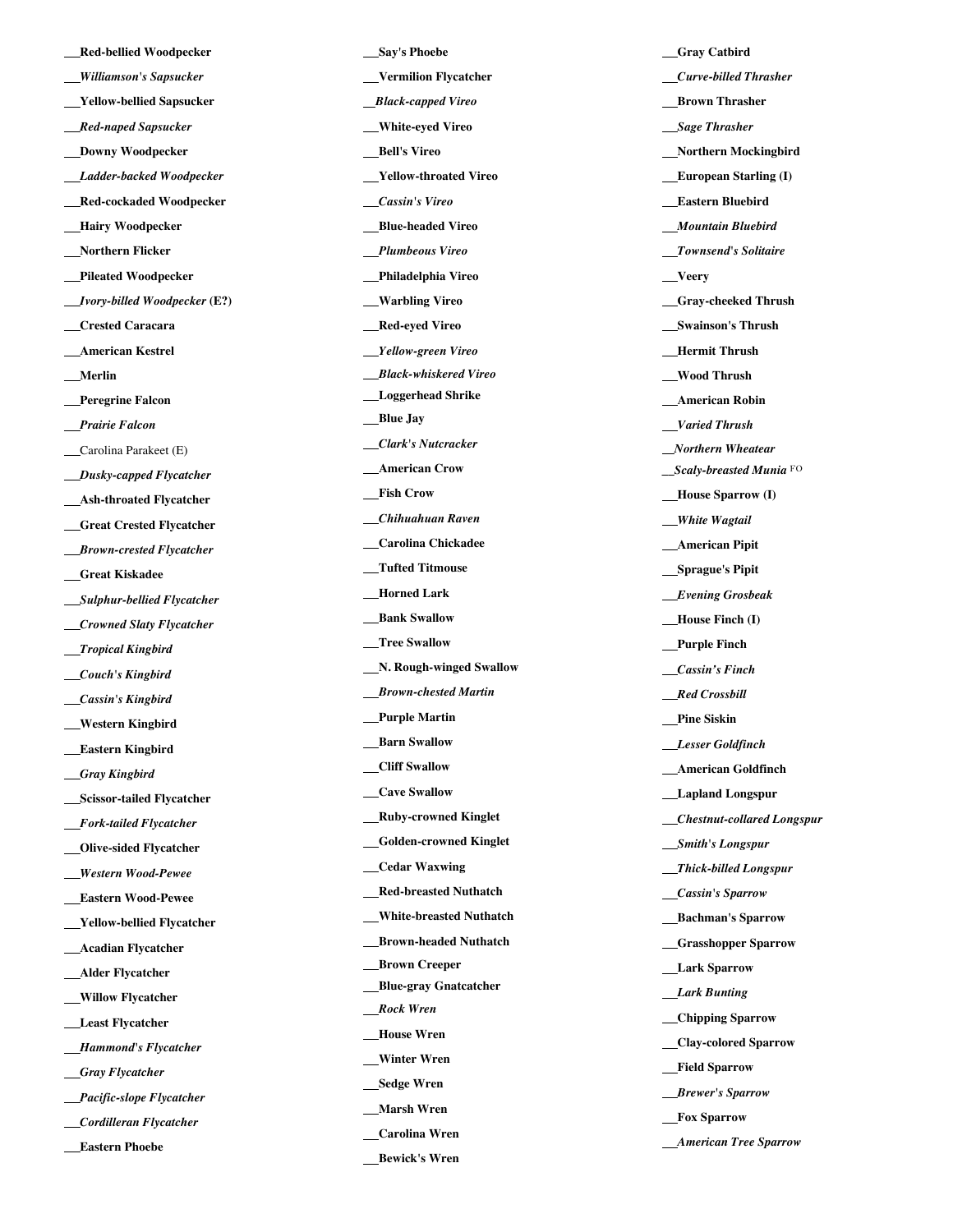___**Red-bellied Woodpecker**

___***Williamson's Sapsucker***

___**Yellow-bellied Sapsucker**

___***Red-naped Sapsucker***

___**Downy Woodpecker**

___***Ladder-backed Woodpecker***

___**Red-cockaded Woodpecker**

___**Hairy Woodpecker**

___**Northern Flicker**

___**Pileated Woodpecker**

___***Ivory-billed Woodpecker* (E?)**

___**Crested Caracara**

___**American Kestrel**

___**Merlin**

___**Peregrine Falcon**

___***Prairie Falcon***

___Carolina Parakeet (E)

___***Dusky-capped Flycatcher***

___**Ash-throated Flycatcher**

___**Great Crested Flycatcher**

___***Brown-crested Flycatcher***

___**Great Kiskadee**

___***Sulphur-bellied Flycatcher***

___***Crowned Slaty Flycatcher***

___***Tropical Kingbird***

___***Couch's Kingbird***

___***Cassin's Kingbird***

___**Western Kingbird**

___**Eastern Kingbird**

___***Gray Kingbird***

___**Scissor-tailed Flycatcher**

___***Fork-tailed Flycatcher***

___**Olive-sided Flycatcher**

___***Western Wood-Pewee***

___**Eastern Wood-Pewee**

___**Yellow-bellied Flycatcher**

___**Acadian Flycatcher**

___**Alder Flycatcher**

___**Willow Flycatcher**

___**Least Flycatcher**

___***Hammond's Flycatcher***

___***Gray Flycatcher***

___***Pacific-slope Flycatcher***

___***Cordilleran Flycatcher***

___**Eastern Phoebe**

___**Say's Phoebe**

___**Vermilion Flycatcher**

___***Black-capped Vireo***

___**White-eyed Vireo**

___**Bell's Vireo**

___**Yellow-throated Vireo**

___***Cassin's Vireo***

___**Blue-headed Vireo**

___***Plumbeous Vireo***

___**Philadelphia Vireo**

___**Warbling Vireo**

___**Red-eyed Vireo**

___***Yellow-green Vireo***

___***Black-whiskered Vireo***

___**Loggerhead Shrike**

___**Blue Jay**

___***Clark's Nutcracker***

___**American Crow**

___**Fish Crow**

___***Chihuahuan Raven***

___**Carolina Chickadee**

___**Tufted Titmouse**

___**Horned Lark**

___**Bank Swallow**

___**Tree Swallow**

___**N. Rough-winged Swallow**

___***Brown-chested Martin***

___**Purple Martin**

___**Barn Swallow**

___**Cliff Swallow**

___**Cave Swallow**

___**Ruby-crowned Kinglet**

___**Golden-crowned Kinglet**

___**Cedar Waxwing**

___**Red-breasted Nuthatch**

___**White-breasted Nuthatch**

___**Brown-headed Nuthatch**

___**Brown Creeper**

___**Blue-gray Gnatcatcher**

___***Rock Wren***

___**House Wren**

___**Winter Wren**

___**Sedge Wren**

___**Marsh Wren**

___**Carolina Wren**

___**Bewick's Wren**

___**Gray Catbird**

___***Curve-billed Thrasher***

___**Brown Thrasher**

___***Sage Thrasher***

___**Northern Mockingbird**

___**European Starling (I)**

___**Eastern Bluebird**

___***Mountain Bluebird***

___***Townsend's Solitaire***

___**Veery**

___**Gray-cheeked Thrush**

___**Swainson's Thrush**

___**Hermit Thrush**

___**Wood Thrush**

___**American Robin**

___***Varied Thrush***

___***Northern Wheatear***

___***Scaly-breasted Munia*** FO

___**House Sparrow (I)**

___***White Wagtail***

___**American Pipit**

___**Sprague's Pipit**

___***Evening Grosbeak***

___**House Finch (I)**

___**Purple Finch**

___***Cassin's Finch***

___***Red Crossbill***

___**Pine Siskin**

___***Lesser Goldfinch***

___**American Goldfinch**

___**Lapland Longspur**

___***Chestnut-collared Longspur***

___***Smith's Longspur***

___***Thick-billed Longspur***

___***Cassin's Sparrow***

___**Bachman's Sparrow**

___**Grasshopper Sparrow**

___**Lark Sparrow**

___***Lark Bunting***

___**Chipping Sparrow**

___**Clay-colored Sparrow**

___**Field Sparrow**

___***Brewer's Sparrow***

___**Fox Sparrow**

___***American Tree Sparrow***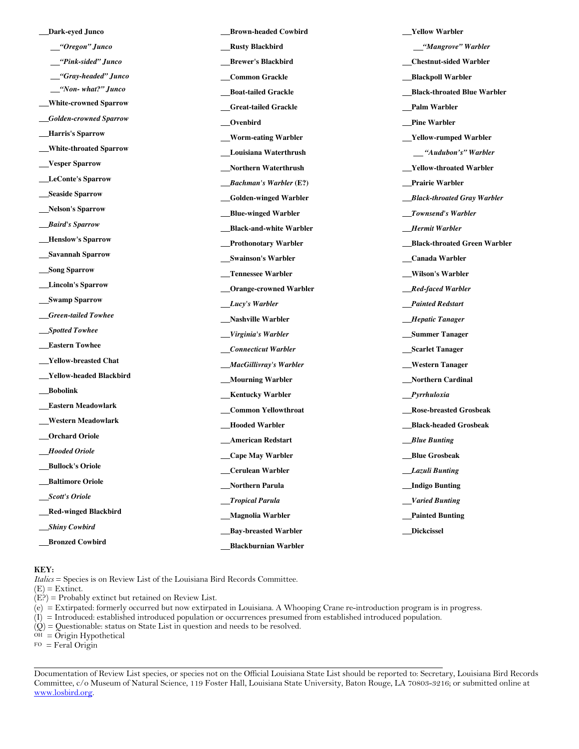- ___**Dark-eyed Junco**
  - ___***"Oregon" Junco***
  - ___***"Pink-sided" Junco***
  - ___***"Gray-headed" Junco***
  - ___***"Non- what?" Junco***
- ___**White-crowned Sparrow**
- ___***Golden-crowned Sparrow***
- ___**Harris's Sparrow**
- ___**White-throated Sparrow**
- ___**Vesper Sparrow**
- ___**LeConte's Sparrow**
- ___**Seaside Sparrow**
- ___**Nelson's Sparrow**
- ___***Baird's Sparrow***
- ___**Henslow's Sparrow**
- ___**Savannah Sparrow**
- ___**Song Sparrow**
- ___**Lincoln's Sparrow**
- ___**Swamp Sparrow**
- ___***Green-tailed Towhee***
- ___***Spotted Towhee***
- ___**Eastern Towhee**
- ___**Yellow-breasted Chat**
- ___**Yellow-headed Blackbird**
- ___**Bobolink**
- ___**Eastern Meadowlark**
- ___**Western Meadowlark**
- ___**Orchard Oriole**
- ___***Hooded Oriole***
- ___**Bullock's Oriole**
- ___**Baltimore Oriole**
- ___***Scott's Oriole***
- ___**Red-winged Blackbird**
- ___***Shiny Cowbird***
- ___**Bronzed Cowbird**
- ___**Brown-headed Cowbird**
- ___**Rusty Blackbird**
- ___**Brewer's Blackbird**
- ___**Common Grackle**
- ___**Boat-tailed Grackle**
- ___**Great-tailed Grackle**
- ___**Ovenbird**
- ___**Worm-eating Warbler**
- ___**Louisiana Waterthrush**
- ___**Northern Waterthrush**
- ___***Bachman's Warbler* (E?)**
- ___**Golden-winged Warbler**
- ___**Blue-winged Warbler**
- ___**Black-and-white Warbler**
- ___**Prothonotary Warbler**
- ___**Swainson's Warbler**
- ___**Tennessee Warbler**
- ___**Orange-crowned Warbler**
- ___***Lucy's Warbler***
- ___**Nashville Warbler**
- ___***Virginia's Warbler***
- ___***Connecticut Warbler***
- ___***MacGillivray's Warbler***
- ___**Mourning Warbler**
- ___**Kentucky Warbler**
- ___**Common Yellowthroat**
- ___**Hooded Warbler**
- ___**American Redstart**
- ___**Cape May Warbler**
- ___**Cerulean Warbler**
- ___**Northern Parula**
- ___***Tropical Parula***
- ___**Magnolia Warbler**
- ___**Bay-breasted Warbler**
- ___**Blackburnian Warbler**
- ___**Yellow Warbler**
  - ___***"Mangrove" Warbler***
- ___**Chestnut-sided Warbler**
- ___**Blackpoll Warbler**
- ___**Black-throated Blue Warbler**
- ___**Palm Warbler**
- ___**Pine Warbler**
- ___**Yellow-rumped Warbler**
  - ___***"Audubon's" Warbler***
- ___**Yellow-throated Warbler**
- ___**Prairie Warbler**
- ___***Black-throated Gray Warbler***
- ___***Townsend's Warbler***
- ___***Hermit Warbler***
- ___**Black-throated Green Warbler**
- ___**Canada Warbler**
- ___**Wilson's Warbler**
- ___***Red-faced Warbler***
- ___***Painted Redstart***
- ___***Hepatic Tanager***
- ___**Summer Tanager**
- ___**Scarlet Tanager**
- ___**Western Tanager**
- ___**Northern Cardinal**
- ___***Pyrrhuloxia***
- ___**Rose-breasted Grosbeak**
- ___**Black-headed Grosbeak**
- ___***Blue Bunting***
- ___**Blue Grosbeak**
- ___***Lazuli Bunting***
- ___**Indigo Bunting**
- ___***Varied Bunting***
- ___**Painted Bunting**
- ___**Dickcissel**

**KEY:**
*Italics* = Species is on Review List of the Louisiana Bird Records Committee.
(E) = Extinct.
(E?) = Probably extinct but retained on Review List.
(e) = Extirpated: formerly occurred but now extirpated in Louisiana. A Whooping Crane re-introduction program is in progress.
(I) = Introduced: established introduced population or occurrences presumed from established introduced population.
(Q) = Questionable: status on State List in question and needs to be resolved.
OH = Origin Hypothetical
FO = Feral Origin

Documentation of Review List species, or species not on the Official Louisiana State List should be reported to: Secretary, Louisiana Bird Records Committee, c/o Museum of Natural Science, 119 Foster Hall, Louisiana State University, Baton Rouge, LA 70803-3216; or submitted online at www.losbird.org.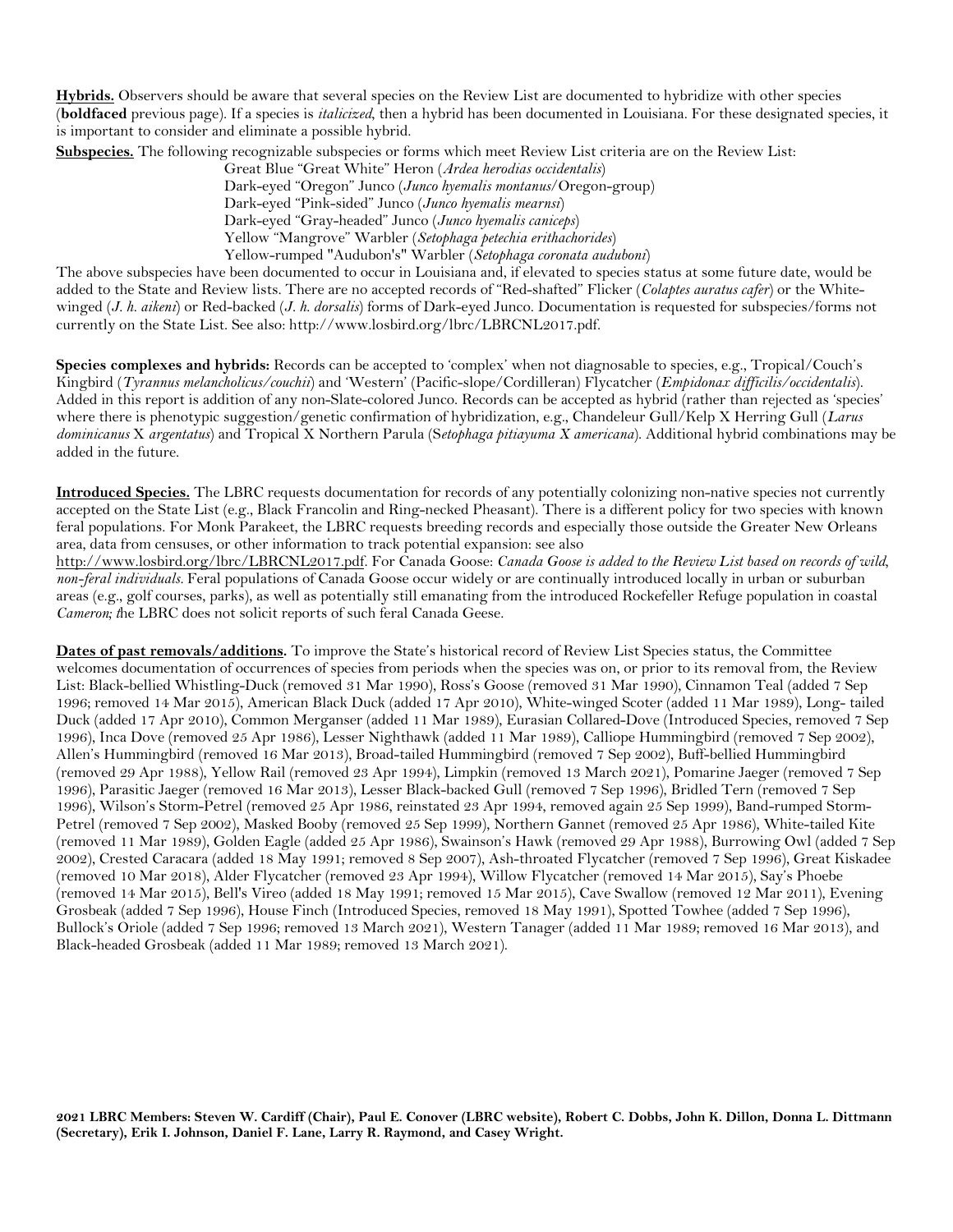**Hybrids.** Observers should be aware that several species on the Review List are documented to hybridize with other species (**boldfaced** previous page). If a species is *italicized*, then a hybrid has been documented in Louisiana. For these designated species, it is important to consider and eliminate a possible hybrid.

**Subspecies.** The following recognizable subspecies or forms which meet Review List criteria are on the Review List:

Great Blue "Great White" Heron (*Ardea herodias occidentalis*)
Dark-eyed "Oregon" Junco (*Junco hyemalis montanus*/Oregon-group)
Dark-eyed "Pink-sided" Junco (*Junco hyemalis mearnsi*)
Dark-eyed "Gray-headed" Junco (*Junco hyemalis caniceps*)
Yellow "Mangrove" Warbler (*Setophaga petechia erithachorides*)
Yellow-rumped "Audubon's" Warbler (*Setophaga coronata auduboni*)

The above subspecies have been documented to occur in Louisiana and, if elevated to species status at some future date, would be added to the State and Review lists. There are no accepted records of "Red-shafted" Flicker (*Colaptes auratus cafer*) or the White-winged (*J. h. aikeni*) or Red-backed (*J. h. dorsalis*) forms of Dark-eyed Junco. Documentation is requested for subspecies/forms not currently on the State List. See also: http://www.losbird.org/lbrc/LBRCNL2017.pdf.

**Species complexes and hybrids:** Records can be accepted to 'complex' when not diagnosable to species, e.g., Tropical/Couch's Kingbird (*Tyrannus melancholicus/couchii*) and 'Western' (Pacific-slope/Cordilleran) Flycatcher (*Empidonax difficilis/occidentalis*). Added in this report is addition of any non-Slate-colored Junco. Records can be accepted as hybrid (rather than rejected as 'species' where there is phenotypic suggestion/genetic confirmation of hybridization, e.g., Chandeleur Gull/Kelp X Herring Gull (*Larus dominicanus* X *argentatus*) and Tropical X Northern Parula (S*etophaga pitiayuma X americana*). Additional hybrid combinations may be added in the future.

**Introduced Species.** The LBRC requests documentation for records of any potentially colonizing non-native species not currently accepted on the State List (e.g., Black Francolin and Ring-necked Pheasant). There is a different policy for two species with known feral populations. For Monk Parakeet, the LBRC requests breeding records and especially those outside the Greater New Orleans area, data from censuses, or other information to track potential expansion: see also http://www.losbird.org/lbrc/LBRCNL2017.pdf. For Canada Goose: *Canada Goose is added to the Review List based on records of wild, non-feral individuals.* Feral populations of Canada Goose occur widely or are continually introduced locally in urban or suburban areas (e.g., golf courses, parks), as well as potentially still emanating from the introduced Rockefeller Refuge population in coastal *Cameron; t*he LBRC does not solicit reports of such feral Canada Geese.

**Dates of past removals/additions.** To improve the State's historical record of Review List Species status, the Committee welcomes documentation of occurrences of species from periods when the species was on, or prior to its removal from, the Review List: Black-bellied Whistling-Duck (removed 31 Mar 1990), Ross's Goose (removed 31 Mar 1990), Cinnamon Teal (added 7 Sep 1996; removed 14 Mar 2015), American Black Duck (added 17 Apr 2010), White-winged Scoter (added 11 Mar 1989), Long- tailed Duck (added 17 Apr 2010), Common Merganser (added 11 Mar 1989), Eurasian Collared-Dove (Introduced Species, removed 7 Sep 1996), Inca Dove (removed 25 Apr 1986), Lesser Nighthawk (added 11 Mar 1989), Calliope Hummingbird (removed 7 Sep 2002), Allen's Hummingbird (removed 16 Mar 2013), Broad-tailed Hummingbird (removed 7 Sep 2002), Buff-bellied Hummingbird (removed 29 Apr 1988), Yellow Rail (removed 23 Apr 1994), Limpkin (removed 13 March 2021), Pomarine Jaeger (removed 7 Sep 1996), Parasitic Jaeger (removed 16 Mar 2013), Lesser Black-backed Gull (removed 7 Sep 1996), Bridled Tern (removed 7 Sep 1996), Wilson's Storm-Petrel (removed 25 Apr 1986, reinstated 23 Apr 1994, removed again 25 Sep 1999), Band-rumped Storm-Petrel (removed 7 Sep 2002), Masked Booby (removed 25 Sep 1999), Northern Gannet (removed 25 Apr 1986), White-tailed Kite (removed 11 Mar 1989), Golden Eagle (added 25 Apr 1986), Swainson's Hawk (removed 29 Apr 1988), Burrowing Owl (added 7 Sep 2002), Crested Caracara (added 18 May 1991; removed 8 Sep 2007), Ash-throated Flycatcher (removed 7 Sep 1996), Great Kiskadee (removed 10 Mar 2018), Alder Flycatcher (removed 23 Apr 1994), Willow Flycatcher (removed 14 Mar 2015), Say's Phoebe (removed 14 Mar 2015), Bell's Vireo (added 18 May 1991; removed 15 Mar 2015), Cave Swallow (removed 12 Mar 2011), Evening Grosbeak (added 7 Sep 1996), House Finch (Introduced Species, removed 18 May 1991), Spotted Towhee (added 7 Sep 1996), Bullock's Oriole (added 7 Sep 1996; removed 13 March 2021), Western Tanager (added 11 Mar 1989; removed 16 Mar 2013), and Black-headed Grosbeak (added 11 Mar 1989; removed 13 March 2021).

**2021 LBRC Members: Steven W. Cardiff (Chair), Paul E. Conover (LBRC website), Robert C. Dobbs, John K. Dillon, Donna L. Dittmann (Secretary), Erik I. Johnson, Daniel F. Lane, Larry R. Raymond, and Casey Wright.**